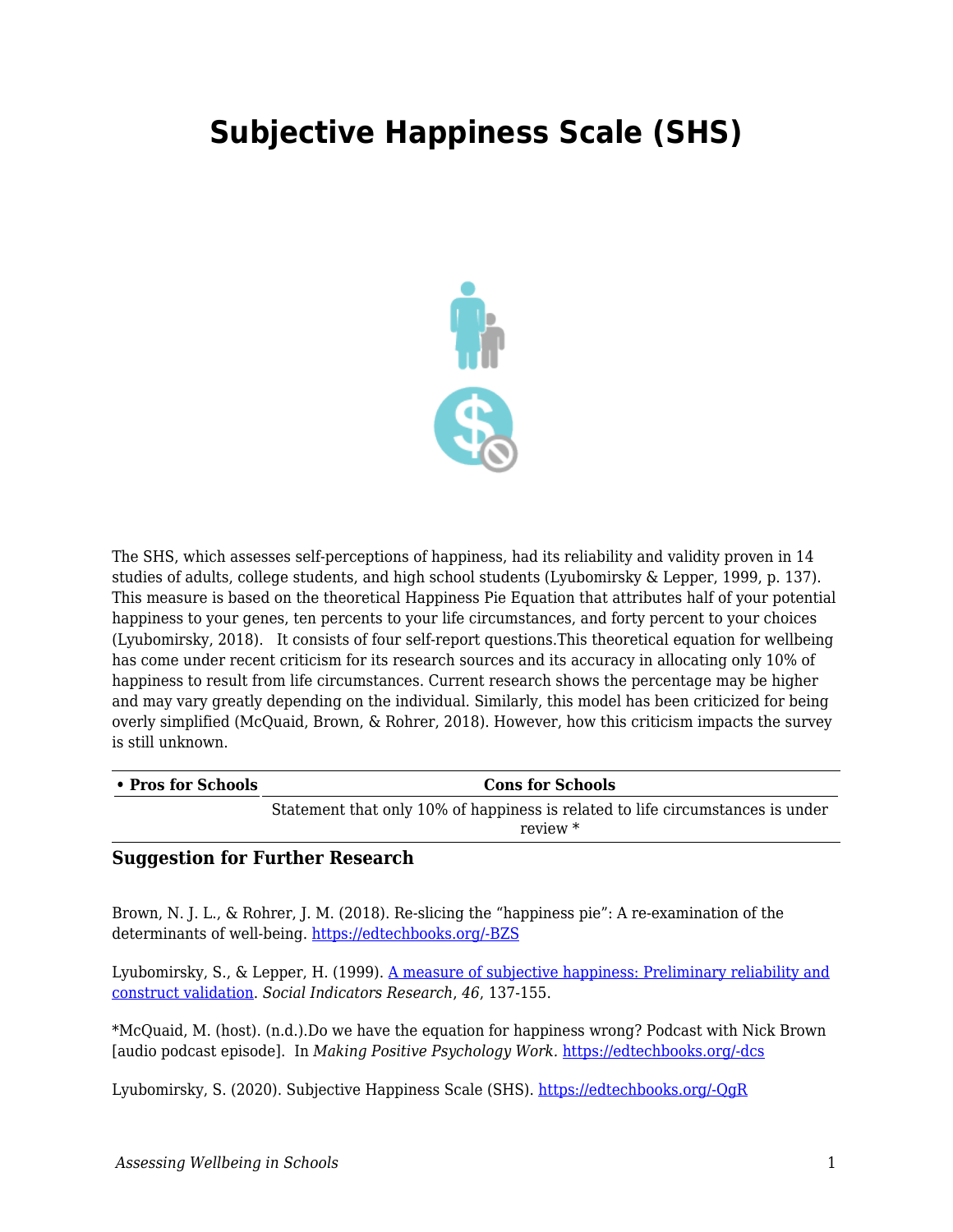# Subjective Happiness Scale (SHS)

The SHS, which assesses self-perceptions of happiness, had its reliability and validity proven in 14 studies of adults, college students, and high school students (Lyubomirsky & Lepper, 1999, p. 137). This measure is based on the theoretical Happiness Pie Equation that attributes half of your potential happiness to your genes, ten percents to your life circumstances, and forty percent to your choices (Lyubomirsky, 2018). It consists of four self-report questions.This theoretical equation for wellbeing has come under recent criticism for its research sources and its accuracy in allocating only 10% of happiness to result from life circumstances. Current research shows the percentage may be higher and may vary greatly depending on the individual. Similarly, this model has been criticized for being overly simplified (McQuaid, Brown, & Rohrer, 2018). However, how this criticism impacts the survey is still unknown.

| • Pros for Schools | Cons for Schools |
|---|---|
| | Statement that only 10% of happiness is related to life circumstances is under review * |

### Suggestion for Further Research

Brown, N. J. L., & Rohrer, J. M. (2018). Re-slicing the “happiness pie”: A re-examination of the determinants of well-being. https://edtechbooks.org/-BZS

Lyubomirsky, S., & Lepper, H. (1999). A measure of subjective happiness: Preliminary reliability and construct validation. *Social Indicators Research*, *46*, 137-155.

*McQuaid, M. (host). (n.d.).Do we have the equation for happiness wrong? Podcast with Nick Brown [audio podcast episode]. In *Making Positive Psychology Work.* https://edtechbooks.org/-dcs

Lyubomirsky, S. (2020). Subjective Happiness Scale (SHS). https://edtechbooks.org/-QgR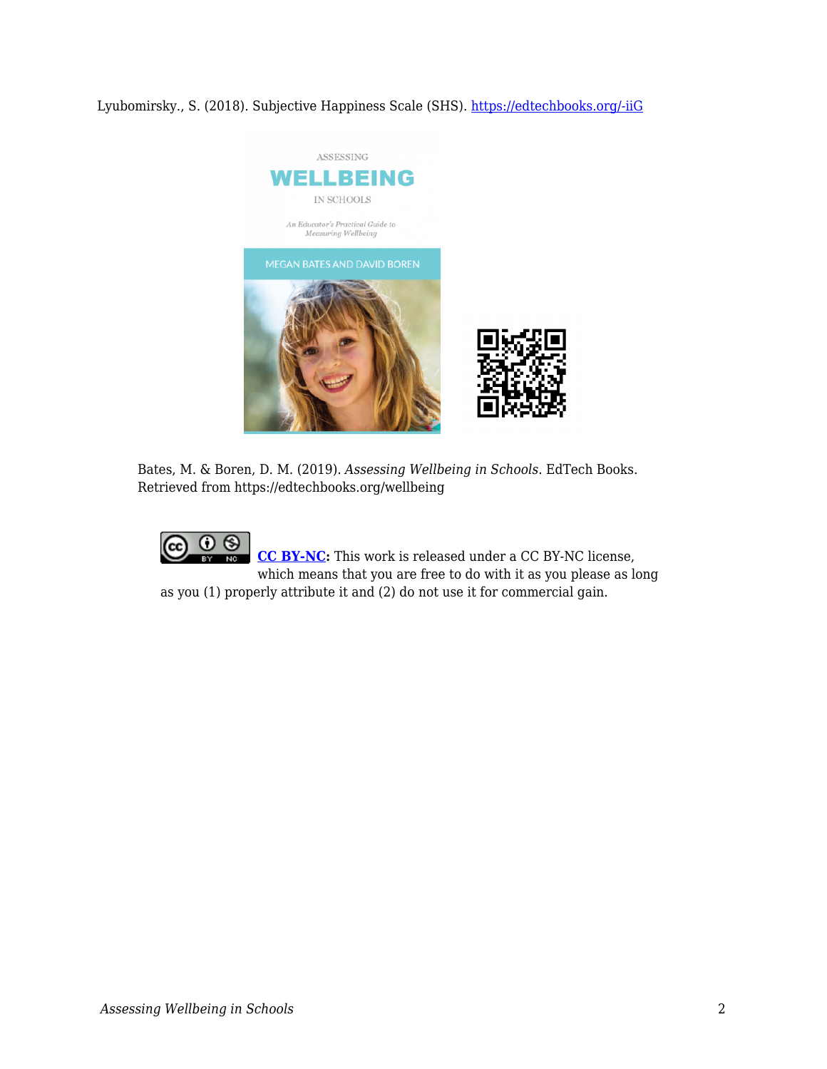Lyubomirsky., S. (2018). Subjective Happiness Scale (SHS). [https://edtechbooks.org/-iiG](https://edtechbooks.org/-iiG)

Bates, M. & Boren, D. M. (2019). *Assessing Wellbeing in Schools*. EdTech Books. Retrieved from https://edtechbooks.org/wellbeing

**[CC BY-NC](https://creativecommons.org/licenses/by-nc/4.0):** This work is released under a CC BY-NC license, which means that you are free to do with it as you please as long as you (1) properly attribute it and (2) do not use it for commercial gain.